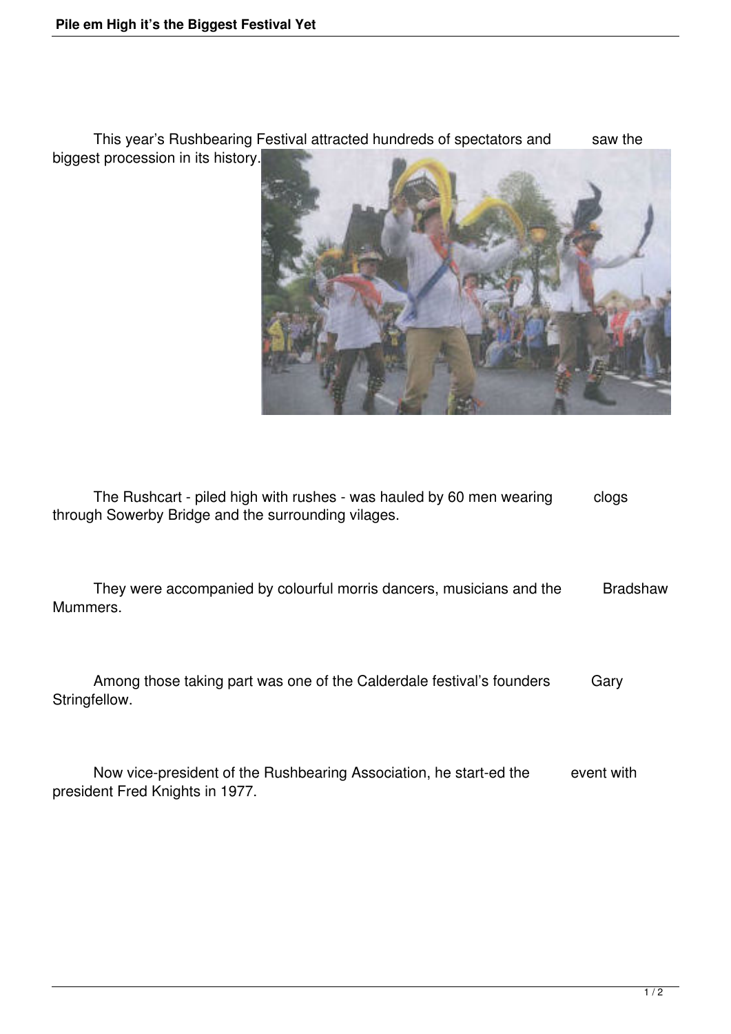This year's Rushbearing Festival attracted hundreds of spectators and saw the biggest procession in its history.

The Rushcart - piled high with rushes - was hauled by 60 men wearing clogs through Sowerby Bridge and the surrounding vilages.

They were accompanied by colourful morris dancers, musicians and the Bradshaw Mummers.

Among those taking part was one of the Calderdale festival's founders Gary Stringfellow.

Now vice-president of the Rushbearing Association, he start-ed the event with president Fred Knights in 1977.